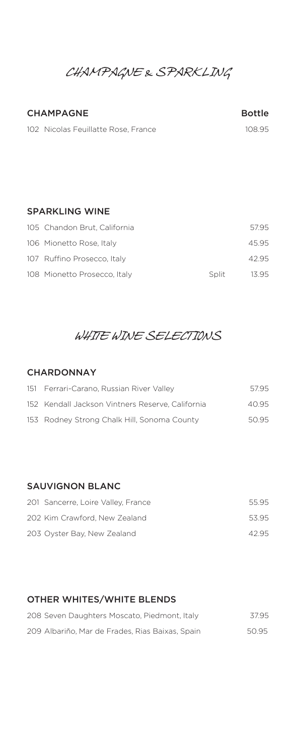# CHAMPAGNE & SPARKLING

## CHAMPAGNE

| | Bottle |
|---|---|
| 102 Nicolas Feuillatte Rose, France | 108.95 |

## SPARKLING WINE

| | | |
|---|---|---|
| 105 Chandon Brut, California | | 57.95 |
| 106 Mionetto Rose, Italy | | 45.95 |
| 107 Ruffino Prosecco, Italy | | 42.95 |
| 108 Mionetto Prosecco, Italy | Split | 13.95 |

# WHITE WINE SELECTIONS

## CHARDONNAY

| | |
|---|---|
| 151 Ferrari-Carano, Russian River Valley | 57.95 |
| 152 Kendall Jackson Vintners Reserve, California | 40.95 |
| 153 Rodney Strong Chalk Hill, Sonoma County | 50.95 |

## SAUVIGNON BLANC

| | |
|---|---|
| 201 Sancerre, Loire Valley, France | 55.95 |
| 202 Kim Crawford, New Zealand | 53.95 |
| 203 Oyster Bay, New Zealand | 42.95 |

## OTHER WHITES/WHITE BLENDS

| | |
|---|---|
| 208 Seven Daughters Moscato, Piedmont, Italy | 37.95 |
| 209 Albariño, Mar de Frades, Rias Baixas, Spain | 50.95 |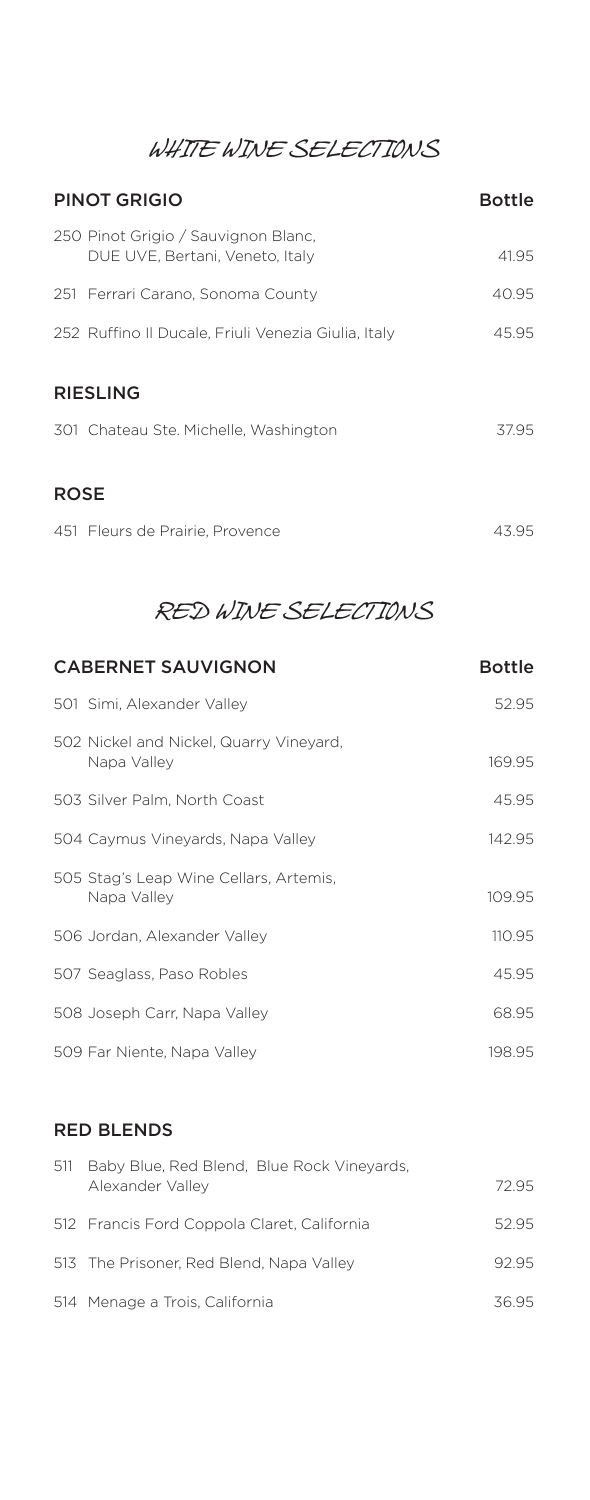# WHITE WINE SELECTIONS

| PINOT GRIGIO | Bottle |
| --- | --- |
| 250 Pinot Grigio / Sauvignon Blanc, DUE UVE, Bertani, Veneto, Italy | 41.95 |
| 251 Ferrari Carano, Sonoma County | 40.95 |
| 252 Ruffino Il Ducale, Friuli Venezia Giulia, Italy | 45.95 |

## RIESLING

| | |
| --- | --- |
| 301 Chateau Ste. Michelle, Washington | 37.95 |

## ROSE

| | |
| --- | --- |
| 451 Fleurs de Prairie, Provence | 43.95 |

# RED WINE SELECTIONS

| CABERNET SAUVIGNON | Bottle |
| --- | --- |
| 501 Simi, Alexander Valley | 52.95 |
| 502 Nickel and Nickel, Quarry Vineyard, Napa Valley | 169.95 |
| 503 Silver Palm, North Coast | 45.95 |
| 504 Caymus Vineyards, Napa Valley | 142.95 |
| 505 Stag's Leap Wine Cellars, Artemis, Napa Valley | 109.95 |
| 506 Jordan, Alexander Valley | 110.95 |
| 507 Seaglass, Paso Robles | 45.95 |
| 508 Joseph Carr, Napa Valley | 68.95 |
| 509 Far Niente, Napa Valley | 198.95 |

## RED BLENDS

| | |
| --- | --- |
| 511 Baby Blue, Red Blend, Blue Rock Vineyards, Alexander Valley | 72.95 |
| 512 Francis Ford Coppola Claret, California | 52.95 |
| 513 The Prisoner, Red Blend, Napa Valley | 92.95 |
| 514 Menage a Trois, California | 36.95 |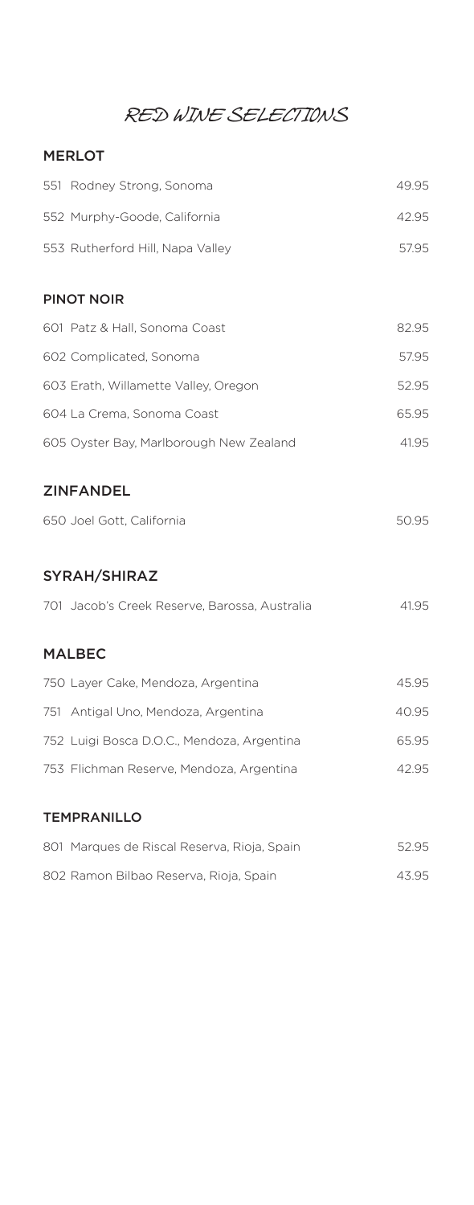# RED WINE SELECTIONS

## MERLOT

| | |
|---|---|
| 551 Rodney Strong, Sonoma | 49.95 |
| 552 Murphy-Goode, California | 42.95 |
| 553 Rutherford Hill, Napa Valley | 57.95 |

## PINOT NOIR

| | |
|---|---|
| 601 Patz & Hall, Sonoma Coast | 82.95 |
| 602 Complicated, Sonoma | 57.95 |
| 603 Erath, Willamette Valley, Oregon | 52.95 |
| 604 La Crema, Sonoma Coast | 65.95 |
| 605 Oyster Bay, Marlborough New Zealand | 41.95 |

## ZINFANDEL

| | |
|---|---|
| 650 Joel Gott, California | 50.95 |

## SYRAH/SHIRAZ

| | |
|---|---|
| 701 Jacob's Creek Reserve, Barossa, Australia | 41.95 |

## MALBEC

| | |
|---|---|
| 750 Layer Cake, Mendoza, Argentina | 45.95 |
| 751 Antigal Uno, Mendoza, Argentina | 40.95 |
| 752 Luigi Bosca D.O.C., Mendoza, Argentina | 65.95 |
| 753 Flichman Reserve, Mendoza, Argentina | 42.95 |

## TEMPRANILLO

| | |
|---|---|
| 801 Marques de Riscal Reserva, Rioja, Spain | 52.95 |
| 802 Ramon Bilbao Reserva, Rioja, Spain | 43.95 |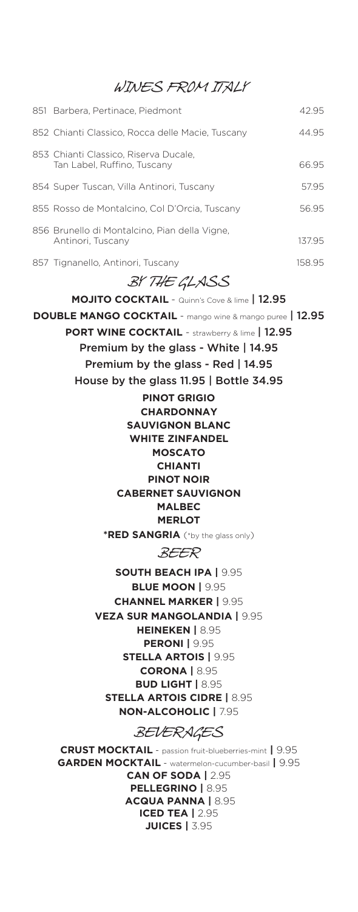# WINES FROM ITALY

| | | |
|---|---|---|
| 851 | Barbera, Pertinace, Piedmont | 42.95 |
| 852 | Chianti Classico, Rocca delle Macie, Tuscany | 44.95 |
| 853 | Chianti Classico, Riserva Ducale, Tan Label, Ruffino, Tuscany | 66.95 |
| 854 | Super Tuscan, Villa Antinori, Tuscany | 57.95 |
| 855 | Rosso de Montalcino, Col D'Orcia, Tuscany | 56.95 |
| 856 | Brunello di Montalcino, Pian della Vigne, Antinori, Tuscany | 137.95 |
| 857 | Tignanello, Antinori, Tuscany | 158.95 |

# BY THE GLASS

**MOJITO COCKTAIL** - Quinn's Cove & lime **| 12.95**

**DOUBLE MANGO COCKTAIL** - mango wine & mango puree **| 12.95**

**PORT WINE COCKTAIL** - strawberry & lime **| 12.95**

Premium by the glass - White | 14.95

Premium by the glass - Red | 14.95

House by the glass 11.95 | Bottle 34.95

**PINOT GRIGIO**
**CHARDONNAY**
**SAUVIGNON BLANC**
**WHITE ZINFANDEL**
**MOSCATO**
**CHIANTI**
**PINOT NOIR**
**CABERNET SAUVIGNON**
**MALBEC**
**MERLOT**
***RED SANGRIA** (*by the glass only)

# BEER

**SOUTH BEACH IPA |** 9.95
**BLUE MOON |** 9.95
**CHANNEL MARKER |** 9.95
**VEZA SUR MANGOLANDIA |** 9.95
**HEINEKEN |** 8.95
**PERONI |** 9.95
**STELLA ARTOIS |** 9.95
**CORONA |** 8.95
**BUD LIGHT |** 8.95
**STELLA ARTOIS CIDRE |** 8.95
**NON-ALCOHOLIC |** 7.95

# BEVERAGES

**CRUST MOCKTAIL** - passion fruit-blueberries-mint **|** 9.95
**GARDEN MOCKTAIL** - watermelon-cucumber-basil **|** 9.95
**CAN OF SODA |** 2.95
**PELLEGRINO |** 8.95
**ACQUA PANNA |** 8.95
**ICED TEA |** 2.95
**JUICES |** 3.95